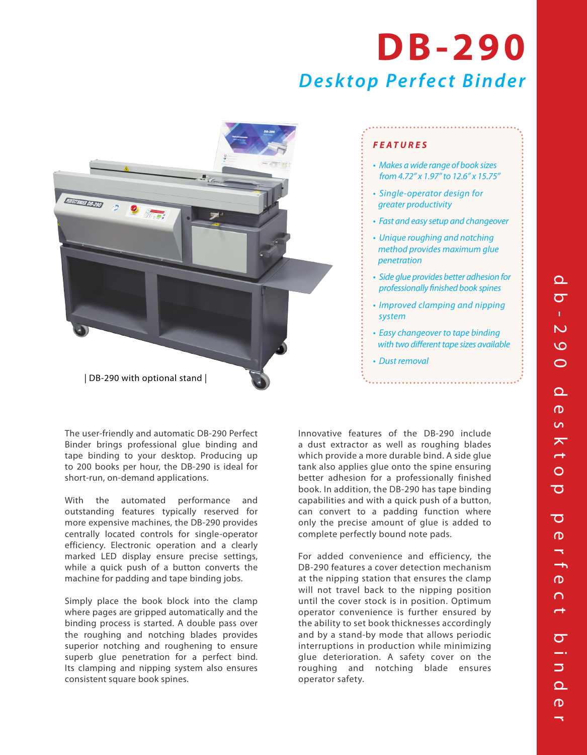# DB-290

## *Desktop Perfect Binder*

| DB-290 with optional stand |

### FEATURES

- *Makes a wide range of book sizes from 4.72" x 1.97" to 12.6" x 15.75"*
- *Single-operator design for greater productivity*
- *Fast and easy setup and changeover*
- *Unique roughing and notching method provides maximum glue penetration*
- *Side glue provides better adhesion for professionally finished book spines*
- *Improved clamping and nipping system*
- *Easy changeover to tape binding with two different tape sizes available*
- *Dust removal*

The user-friendly and automatic DB-290 Perfect Binder brings professional glue binding and tape binding to your desktop. Producing up to 200 books per hour, the DB-290 is ideal for short-run, on-demand applications.

With the automated performance and outstanding features typically reserved for more expensive machines, the DB-290 provides centrally located controls for single-operator efficiency. Electronic operation and a clearly marked LED display ensure precise settings, while a quick push of a button converts the machine for padding and tape binding jobs.

Simply place the book block into the clamp where pages are gripped automatically and the binding process is started. A double pass over the roughing and notching blades provides superior notching and roughening to ensure superb glue penetration for a perfect bind. Its clamping and nipping system also ensures consistent square book spines.

Innovative features of the DB-290 include a dust extractor as well as roughing blades which provide a more durable bind. A side glue tank also applies glue onto the spine ensuring better adhesion for a professionally finished book. In addition, the DB-290 has tape binding capabilities and with a quick push of a button, can convert to a padding function where only the precise amount of glue is added to complete perfectly bound note pads.

For added convenience and efficiency, the DB-290 features a cover detection mechanism at the nipping station that ensures the clamp will not travel back to the nipping position until the cover stock is in position. Optimum operator convenience is further ensured by the ability to set book thicknesses accordingly and by a stand-by mode that allows periodic interruptions in production while minimizing glue deterioration. A safety cover on the roughing and notching blade ensures operator safety.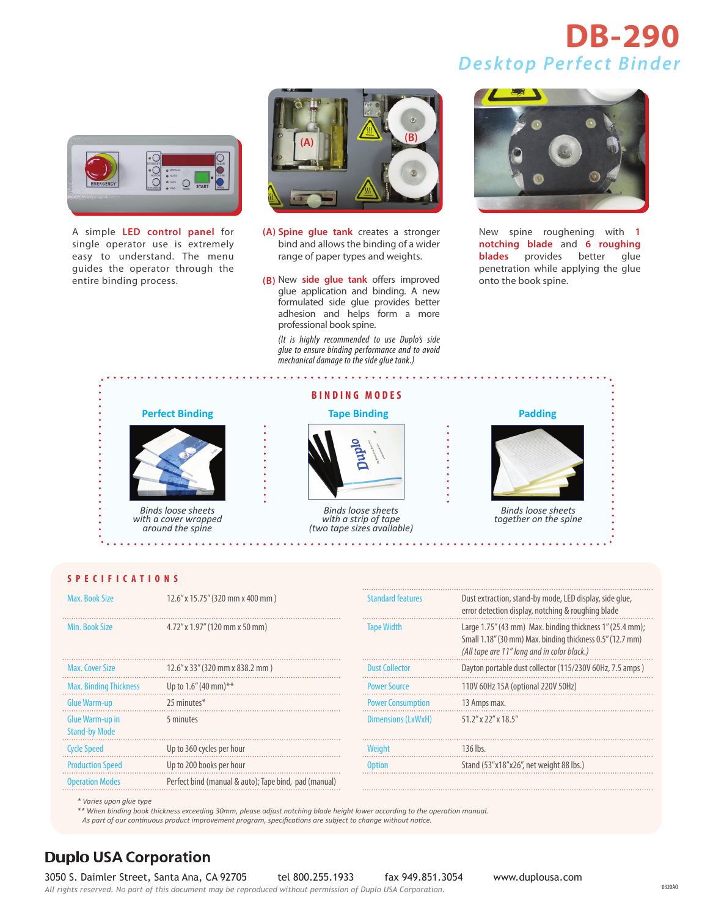# DB-290

## Desktop Perfect Binder

A simple **LED control panel** for single operator use is extremely easy to understand. The menu guides the operator through the entire binding process.

**(A) Spine glue tank** creates a stronger bind and allows the binding of a wider range of paper types and weights.

**(B)** New **side glue tank** offers improved glue application and binding. A new formulated side glue provides better adhesion and helps form a more professional book spine.

*(It is highly recommended to use Duplo's side glue to ensure binding performance and to avoid mechanical damage to the side glue tank.)*

New spine roughening with **1 notching blade** and **6 roughing blades** provides better glue penetration while applying the glue onto the book spine.

## BINDING MODES

### Perfect Binding

*Binds loose sheets with a cover wrapped around the spine*

### Tape Binding

*Binds loose sheets with a strip of tape (two tape sizes available)*

### Padding

*Binds loose sheets together on the spine*

## SPECIFICATIONS

| | |
|---|---|
| Max. Book Size | 12.6" x 15.75" (320 mm x 400 mm ) |
| Min. Book Size | 4.72" x 1.97" (120 mm x 50 mm) |
| Max. Cover Size | 12.6" x 33" (320 mm x 838.2 mm ) |
| Max. Binding Thickness | Up to 1.6" (40 mm)** |
| Glue Warm-up | 25 minutes* |
| Glue Warm-up in Stand-by Mode | 5 minutes |
| Cycle Speed | Up to 360 cycles per hour |
| Production Speed | Up to 200 books per hour |
| Operation Modes | Perfect bind (manual & auto); Tape bind, pad (manual) |
| Standard features | Dust extraction, stand-by mode, LED display, side glue, error detection display, notching & roughing blade |
| Tape Width | Large 1.75" (43 mm) Max. binding thickness 1" (25.4 mm); Small 1.18" (30 mm) Max. binding thickness 0.5" (12.7 mm) *(All tape are 11" long and in color black.)* |
| Dust Collector | Dayton portable dust collector (115/230V 60Hz, 7.5 amps ) |
| Power Source | 110V 60Hz 15A (optional 220V 50Hz) |
| Power Consumption | 13 Amps max. |
| Dimensions (LxWxH) | 51.2" x 22" x 18.5" |
| Weight | 136 lbs. |
| Option | Stand (53"x18"x26", net weight 88 lbs.) |

*\* Varies upon glue type*
*\*\* When binding book thickness exceeding 30mm, please adjust notching blade height lower according to the operation manual.*
*As part of our continuous product improvement program, specifications are subject to change without notice.*

**Duplo USA Corporation**

3050 S. Daimler Street, Santa Ana, CA 92705 tel 800.255.1933 fax 949.851.3054 www.duplousa.com

*All rights reserved. No part of this document may be reproduced without permission of Duplo USA Corporation.*

0320A0